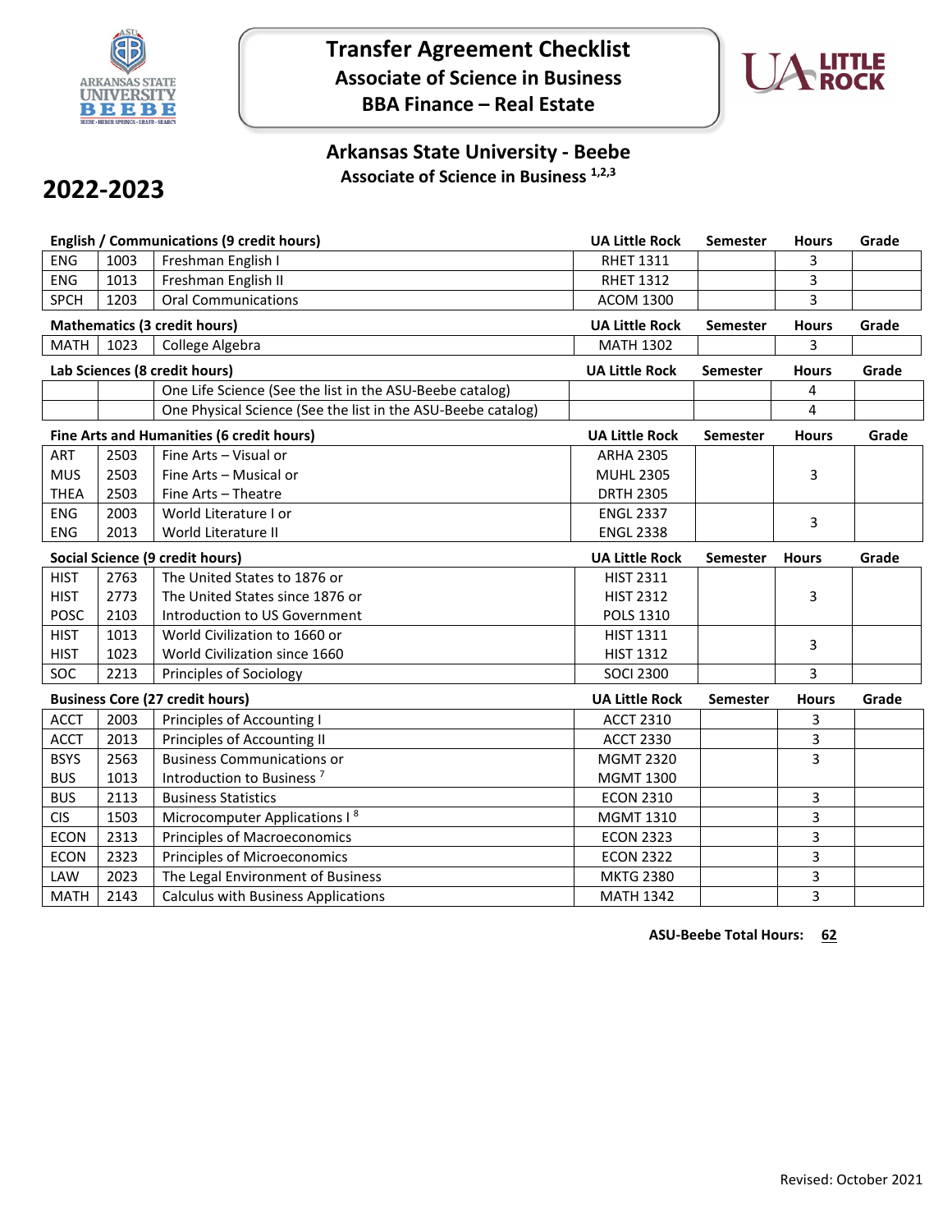# Transfer Agreement Checklist
## Associate of Science in Business
## BBA Finance – Real Estate

## Arkansas State University - Beebe
### Associate of Science in Business [1,2,3]

# 2022-2023

| English / Communications (9 credit hours) | | | UA Little Rock | Semester | Hours | Grade |
|---|---|---|---|---|---|---|
| ENG | 1003 | Freshman English I | RHET 1311 | | 3 | |
| ENG | 1013 | Freshman English II | RHET 1312 | | 3 | |
| SPCH | 1203 | Oral Communications | ACOM 1300 | | 3 | |

| Mathematics (3 credit hours) | | | UA Little Rock | Semester | Hours | Grade |
|---|---|---|---|---|---|---|
| MATH | 1023 | College Algebra | MATH 1302 | | 3 | |

| Lab Sciences (8 credit hours) | | | UA Little Rock | Semester | Hours | Grade |
|---|---|---|---|---|---|---|
| | | One Life Science (See the list in the ASU-Beebe catalog) | | | 4 | |
| | | One Physical Science (See the list in the ASU-Beebe catalog) | | | 4 | |

| Fine Arts and Humanities (6 credit hours) | | | UA Little Rock | Semester | Hours | Grade |
|---|---|---|---|---|---|---|
| ART | 2503 | Fine Arts – Visual or | ARHA 2305 | | | |
| MUS | 2503 | Fine Arts – Musical or | MUHL 2305 | | 3 | |
| THEA | 2503 | Fine Arts – Theatre | DRTH 2305 | | | |
| ENG | 2003 | World Literature I or | ENGL 2337 | | 3 | |
| ENG | 2013 | World Literature II | ENGL 2338 | | | |

| Social Science (9 credit hours) | | | UA Little Rock | Semester | Hours | Grade |
|---|---|---|---|---|---|---|
| HIST | 2763 | The United States to 1876 or | HIST 2311 | | | |
| HIST | 2773 | The United States since 1876 or | HIST 2312 | | 3 | |
| POSC | 2103 | Introduction to US Government | POLS 1310 | | | |
| HIST | 1013 | World Civilization to 1660 or | HIST 1311 | | 3 | |
| HIST | 1023 | World Civilization since 1660 | HIST 1312 | | | |
| SOC | 2213 | Principles of Sociology | SOCI 2300 | | 3 | |

| Business Core (27 credit hours) | | | UA Little Rock | Semester | Hours | Grade |
|---|---|---|---|---|---|---|
| ACCT | 2003 | Principles of Accounting I | ACCT 2310 | | 3 | |
| ACCT | 2013 | Principles of Accounting II | ACCT 2330 | | 3 | |
| BSYS | 2563 | Business Communications or | MGMT 2320 | | 3 | |
| BUS | 1013 | Introduction to Business [7] | MGMT 1300 | | | |
| BUS | 2113 | Business Statistics | ECON 2310 | | 3 | |
| CIS | 1503 | Microcomputer Applications I [8] | MGMT 1310 | | 3 | |
| ECON | 2313 | Principles of Macroeconomics | ECON 2323 | | 3 | |
| ECON | 2323 | Principles of Microeconomics | ECON 2322 | | 3 | |
| LAW | 2023 | The Legal Environment of Business | MKTG 2380 | | 3 | |
| MATH | 2143 | Calculus with Business Applications | MATH 1342 | | 3 | |

**ASU-Beebe Total Hours: 62**

Revised: October 2021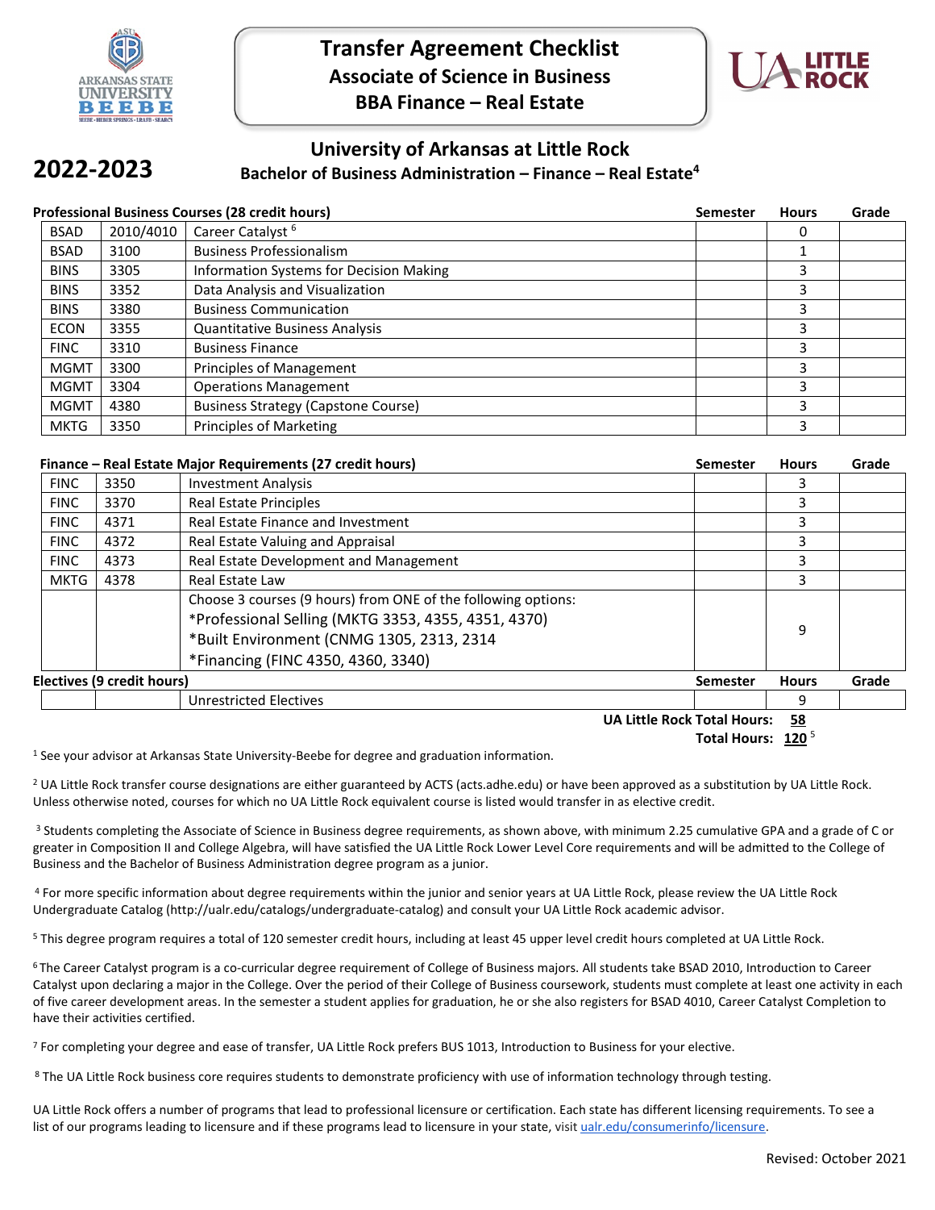# Transfer Agreement Checklist
## Associate of Science in Business
## BBA Finance – Real Estate

**2022-2023**

## University of Arkansas at Little Rock
### Bachelor of Business Administration – Finance – Real Estate[4]

**Professional Business Courses (28 credit hours)**

| | | | Semester | Hours | Grade |
|---|---|---|---|---|---|
| BSAD | 2010/4010 | Career Catalyst [6] | | 0 | |
| BSAD | 3100 | Business Professionalism | | 1 | |
| BINS | 3305 | Information Systems for Decision Making | | 3 | |
| BINS | 3352 | Data Analysis and Visualization | | 3 | |
| BINS | 3380 | Business Communication | | 3 | |
| ECON | 3355 | Quantitative Business Analysis | | 3 | |
| FINC | 3310 | Business Finance | | 3 | |
| MGMT | 3300 | Principles of Management | | 3 | |
| MGMT | 3304 | Operations Management | | 3 | |
| MGMT | 4380 | Business Strategy (Capstone Course) | | 3 | |
| MKTG | 3350 | Principles of Marketing | | 3 | |

**Finance – Real Estate Major Requirements (27 credit hours)**

| | | | Semester | Hours | Grade |
|---|---|---|---|---|---|
| FINC | 3350 | Investment Analysis | | 3 | |
| FINC | 3370 | Real Estate Principles | | 3 | |
| FINC | 4371 | Real Estate Finance and Investment | | 3 | |
| FINC | 4372 | Real Estate Valuing and Appraisal | | 3 | |
| FINC | 4373 | Real Estate Development and Management | | 3 | |
| MKTG | 4378 | Real Estate Law | | 3 | |
| | | Choose 3 courses (9 hours) from ONE of the following options: *Professional Selling (MKTG 3353, 4355, 4351, 4370) *Built Environment (CNMG 1305, 2313, 2314 *Financing (FINC 4350, 4360, 3340) | | 9 | |

**Electives (9 credit hours)**

| | | | Semester | Hours | Grade |
|---|---|---|---|---|---|
| | | Unrestricted Electives | | 9 | |

**UA Little Rock Total Hours: 58**

**Total Hours: 120** [5]

[1] See your advisor at Arkansas State University-Beebe for degree and graduation information.

[2] UA Little Rock transfer course designations are either guaranteed by ACTS (acts.adhe.edu) or have been approved as a substitution by UA Little Rock. Unless otherwise noted, courses for which no UA Little Rock equivalent course is listed would transfer in as elective credit.

[3] Students completing the Associate of Science in Business degree requirements, as shown above, with minimum 2.25 cumulative GPA and a grade of C or greater in Composition II and College Algebra, will have satisfied the UA Little Rock Lower Level Core requirements and will be admitted to the College of Business and the Bachelor of Business Administration degree program as a junior.

[4] For more specific information about degree requirements within the junior and senior years at UA Little Rock, please review the UA Little Rock Undergraduate Catalog (http://ualr.edu/catalogs/undergraduate-catalog) and consult your UA Little Rock academic advisor.

[5] This degree program requires a total of 120 semester credit hours, including at least 45 upper level credit hours completed at UA Little Rock.

[6] The Career Catalyst program is a co-curricular degree requirement of College of Business majors. All students take BSAD 2010, Introduction to Career Catalyst upon declaring a major in the College. Over the period of their College of Business coursework, students must complete at least one activity in each of five career development areas. In the semester a student applies for graduation, he or she also registers for BSAD 4010, Career Catalyst Completion to have their activities certified.

[7] For completing your degree and ease of transfer, UA Little Rock prefers BUS 1013, Introduction to Business for your elective.

[8] The UA Little Rock business core requires students to demonstrate proficiency with use of information technology through testing.

UA Little Rock offers a number of programs that lead to professional licensure or certification. Each state has different licensing requirements. To see a list of our programs leading to licensure and if these programs lead to licensure in your state, visit ualr.edu/consumerinfo/licensure.

Revised: October 2021